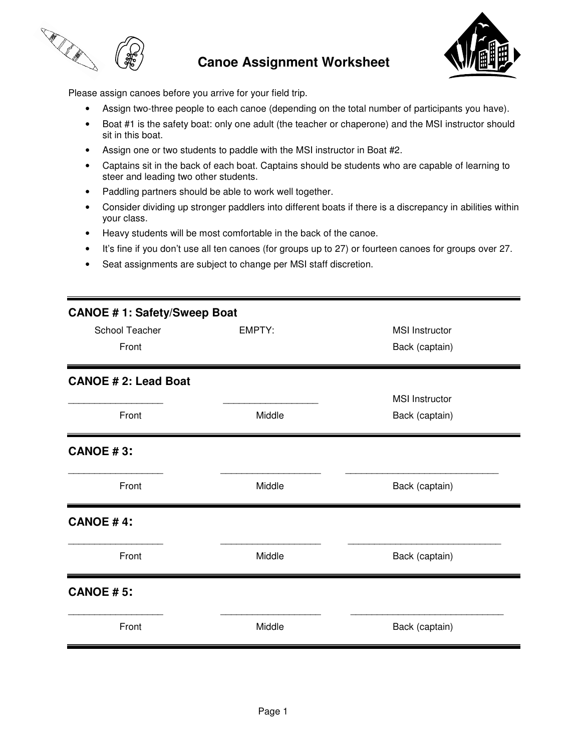# Canoe Assignment Worksheet

Please assign canoes before you arrive for your field trip.

- Assign two-three people to each canoe (depending on the total number of participants you have).
- Boat #1 is the safety boat: only one adult (the teacher or chaperone) and the MSI instructor should sit in this boat.
- Assign one or two students to paddle with the MSI instructor in Boat #2.
- Captains sit in the back of each boat. Captains should be students who are capable of learning to steer and leading two other students.
- Paddling partners should be able to work well together.
- Consider dividing up stronger paddlers into different boats if there is a discrepancy in abilities within your class.
- Heavy students will be most comfortable in the back of the canoe.
- It's fine if you don't use all ten canoes (for groups up to 27) or fourteen canoes for groups over 27.
- Seat assignments are subject to change per MSI staff discretion.

---

## CANOE # 1: Safety/Sweep Boat

| School Teacher | EMPTY: | MSI Instructor |
|---|---|---|
| Front | | Back (captain) |

---

## CANOE # 2: Lead Boat

| __________________ | __________________ | MSI Instructor |
|---|---|---|
| Front | Middle | Back (captain) |

---

## CANOE # 3:

| __________________ | ___________________ | _____________________________ |
|---|---|---|
| Front | Middle | Back (captain) |

---

## CANOE # 4:

| __________________ | ___________________ | _____________________________ |
|---|---|---|
| Front | Middle | Back (captain) |

---

## CANOE # 5:

| __________________ | ___________________ | _____________________________ |
|---|---|---|
| Front | Middle | Back (captain) |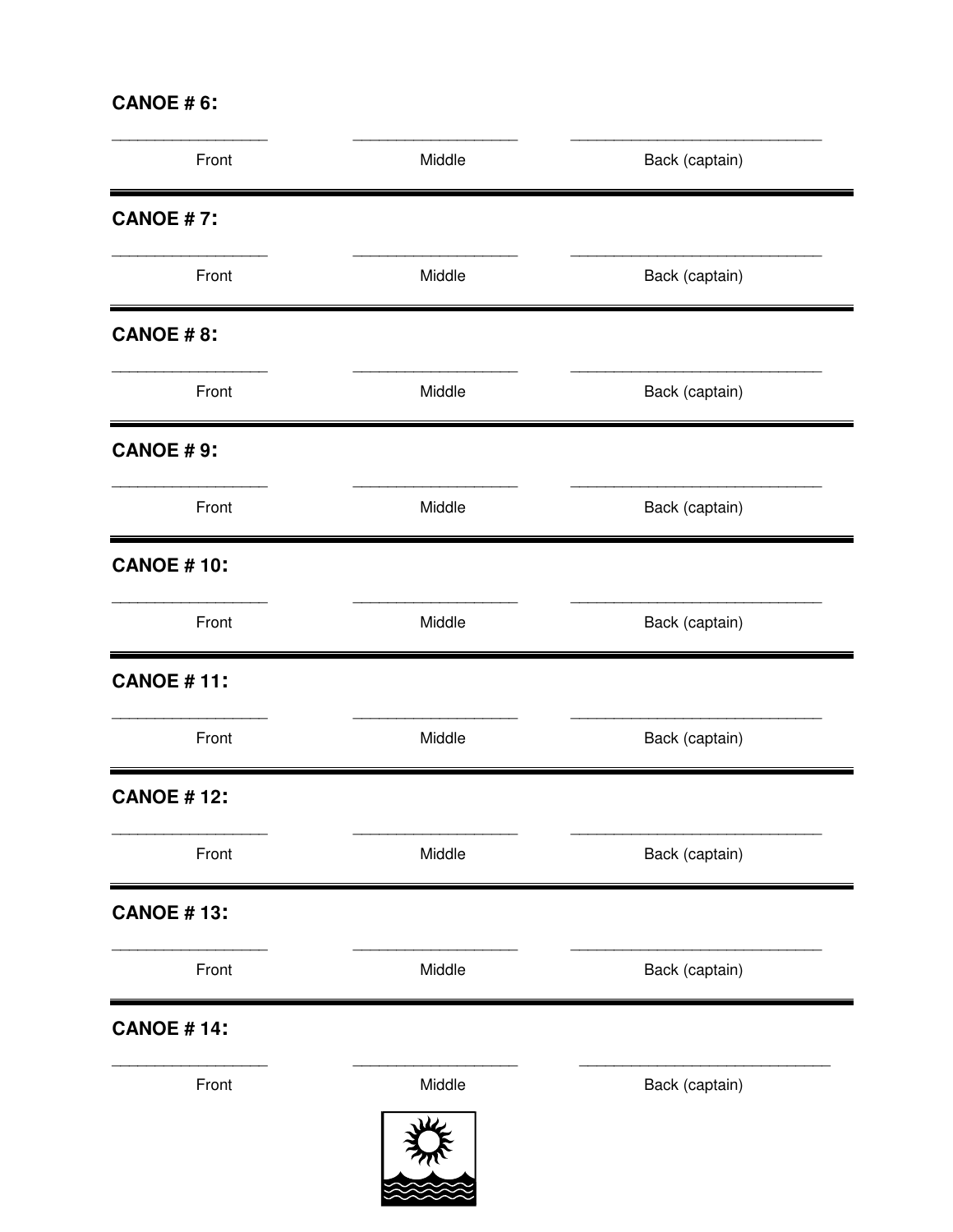**CANOE # 6:**

| | | |
|---|---|---|
| ________________ | ________________ | __________________________ |
| Front | Middle | Back (captain) |

---

**CANOE # 7:**

| | | |
|---|---|---|
| ________________ | ________________ | __________________________ |
| Front | Middle | Back (captain) |

---

**CANOE # 8:**

| | | |
|---|---|---|
| ________________ | ________________ | __________________________ |
| Front | Middle | Back (captain) |

---

**CANOE # 9:**

| | | |
|---|---|---|
| ________________ | ________________ | __________________________ |
| Front | Middle | Back (captain) |

---

**CANOE # 10:**

| | | |
|---|---|---|
| ________________ | ________________ | __________________________ |
| Front | Middle | Back (captain) |

---

**CANOE # 11:**

| | | |
|---|---|---|
| ________________ | ________________ | __________________________ |
| Front | Middle | Back (captain) |

---

**CANOE # 12:**

| | | |
|---|---|---|
| ________________ | ________________ | __________________________ |
| Front | Middle | Back (captain) |

---

**CANOE # 13:**

| | | |
|---|---|---|
| ________________ | ________________ | __________________________ |
| Front | Middle | Back (captain) |

---

**CANOE # 14:**

| | | |
|---|---|---|
| ________________ | ________________ | __________________________ |
| Front | Middle | Back (captain) |